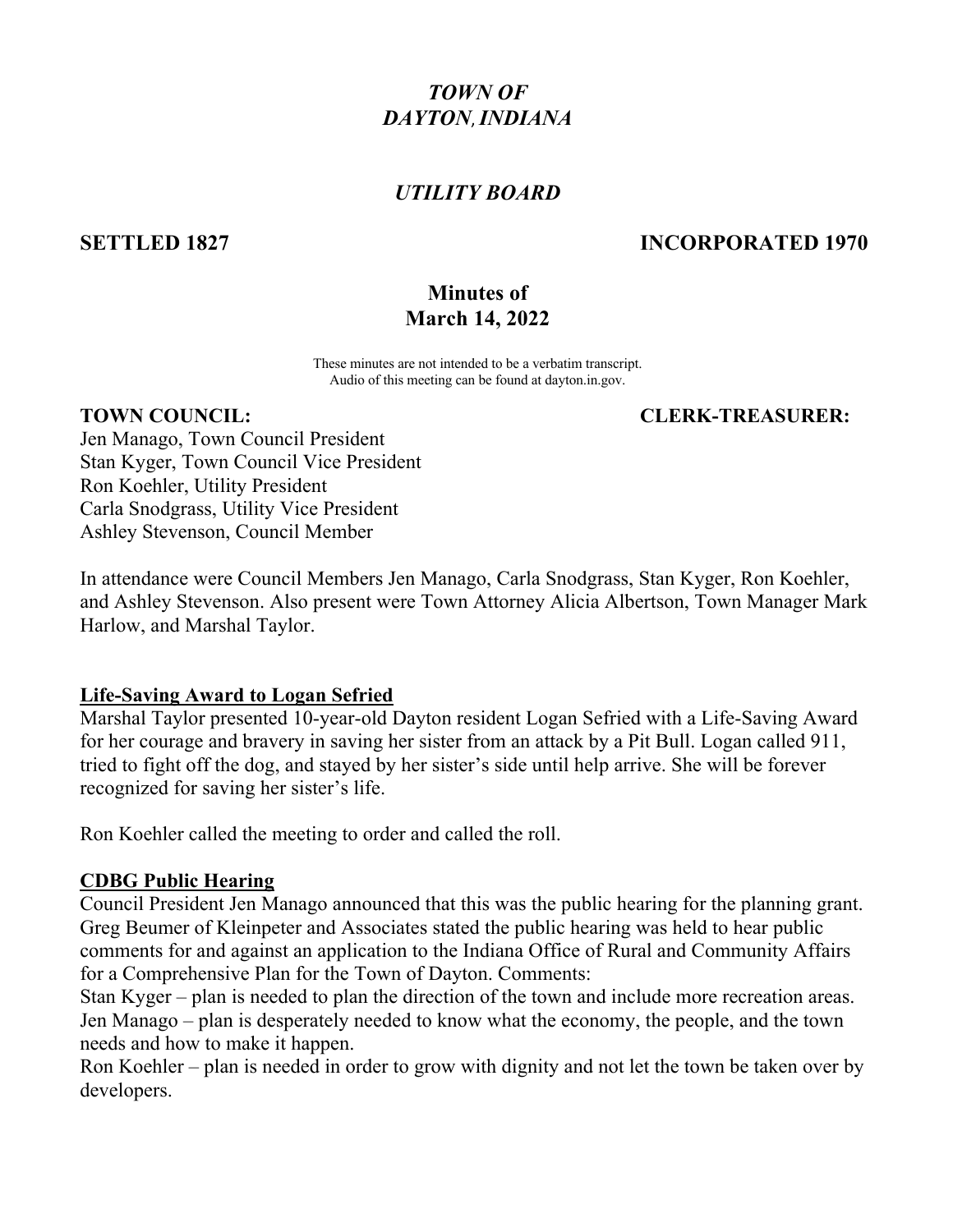# *TOWN OF DAYTON, INDIANA*

## *UTILITY BOARD*

**SETTLED 1827** **INCORPORATED 1970**

## Minutes of March 14, 2022

These minutes are not intended to be a verbatim transcript.
Audio of this meeting can be found at dayton.in.gov.

**TOWN COUNCIL:** **CLERK-TREASURER:**

Jen Manago, Town Council President
Stan Kyger, Town Council Vice President
Ron Koehler, Utility President
Carla Snodgrass, Utility Vice President
Ashley Stevenson, Council Member

In attendance were Council Members Jen Manago, Carla Snodgrass, Stan Kyger, Ron Koehler, and Ashley Stevenson. Also present were Town Attorney Alicia Albertson, Town Manager Mark Harlow, and Marshal Taylor.

**Life-Saving Award to Logan Sefried**

Marshal Taylor presented 10-year-old Dayton resident Logan Sefried with a Life-Saving Award for her courage and bravery in saving her sister from an attack by a Pit Bull. Logan called 911, tried to fight off the dog, and stayed by her sister's side until help arrive. She will be forever recognized for saving her sister's life.

Ron Koehler called the meeting to order and called the roll.

**CDBG Public Hearing**

Council President Jen Manago announced that this was the public hearing for the planning grant. Greg Beumer of Kleinpeter and Associates stated the public hearing was held to hear public comments for and against an application to the Indiana Office of Rural and Community Affairs for a Comprehensive Plan for the Town of Dayton. Comments:

Stan Kyger – plan is needed to plan the direction of the town and include more recreation areas.
Jen Manago – plan is desperately needed to know what the economy, the people, and the town needs and how to make it happen.
Ron Koehler – plan is needed in order to grow with dignity and not let the town be taken over by developers.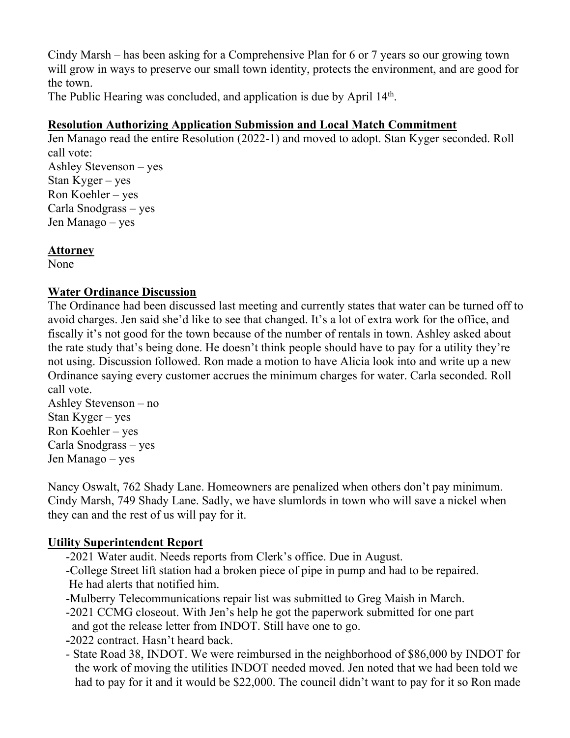Cindy Marsh – has been asking for a Comprehensive Plan for 6 or 7 years so our growing town will grow in ways to preserve our small town identity, protects the environment, and are good for the town.

The Public Hearing was concluded, and application is due by April 14th.

**Resolution Authorizing Application Submission and Local Match Commitment**

Jen Manago read the entire Resolution (2022-1) and moved to adopt. Stan Kyger seconded. Roll call vote:

Ashley Stevenson – yes
Stan Kyger – yes
Ron Koehler – yes
Carla Snodgrass – yes
Jen Manago – yes

**Attorney**

None

**Water Ordinance Discussion**

The Ordinance had been discussed last meeting and currently states that water can be turned off to avoid charges. Jen said she'd like to see that changed. It's a lot of extra work for the office, and fiscally it's not good for the town because of the number of rentals in town. Ashley asked about the rate study that's being done. He doesn't think people should have to pay for a utility they're not using. Discussion followed. Ron made a motion to have Alicia look into and write up a new Ordinance saying every customer accrues the minimum charges for water. Carla seconded. Roll call vote.

Ashley Stevenson – no
Stan Kyger – yes
Ron Koehler – yes
Carla Snodgrass – yes
Jen Manago – yes

Nancy Oswalt, 762 Shady Lane. Homeowners are penalized when others don't pay minimum.
Cindy Marsh, 749 Shady Lane. Sadly, we have slumlords in town who will save a nickel when they can and the rest of us will pay for it.

**Utility Superintendent Report**

- 2021 Water audit. Needs reports from Clerk's office. Due in August.
- College Street lift station had a broken piece of pipe in pump and had to be repaired. He had alerts that notified him.
- Mulberry Telecommunications repair list was submitted to Greg Maish in March.
- 2021 CCMG closeout. With Jen's help he got the paperwork submitted for one part and got the release letter from INDOT. Still have one to go.
- 2022 contract. Hasn't heard back.
- State Road 38, INDOT. We were reimbursed in the neighborhood of $86,000 by INDOT for the work of moving the utilities INDOT needed moved. Jen noted that we had been told we had to pay for it and it would be $22,000. The council didn't want to pay for it so Ron made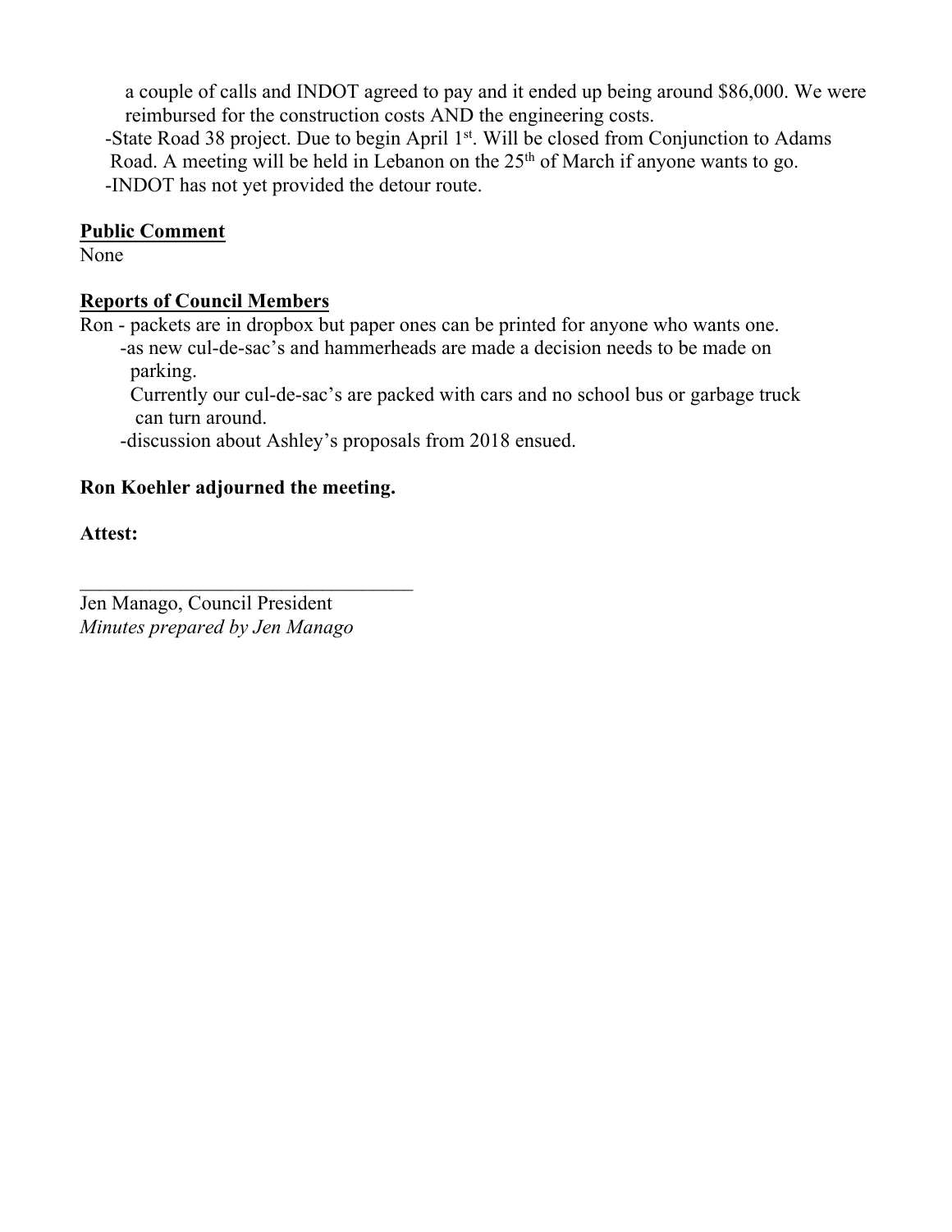a couple of calls and INDOT agreed to pay and it ended up being around $86,000. We were reimbursed for the construction costs AND the engineering costs.

-State Road 38 project. Due to begin April 1st. Will be closed from Conjunction to Adams Road. A meeting will be held in Lebanon on the 25th of March if anyone wants to go.

-INDOT has not yet provided the detour route.

**Public Comment**

None

**Reports of Council Members**

Ron - packets are in dropbox but paper ones can be printed for anyone who wants one.

-as new cul-de-sac's and hammerheads are made a decision needs to be made on parking.

Currently our cul-de-sac's are packed with cars and no school bus or garbage truck can turn around.

-discussion about Ashley's proposals from 2018 ensued.

**Ron Koehler adjourned the meeting.**

**Attest:**

\_\_\_\_\_\_\_\_\_\_\_\_\_\_\_\_\_\_\_\_\_\_\_\_\_\_\_\_\_\_\_\_\_\_

Jen Manago, Council President

*Minutes prepared by Jen Manago*